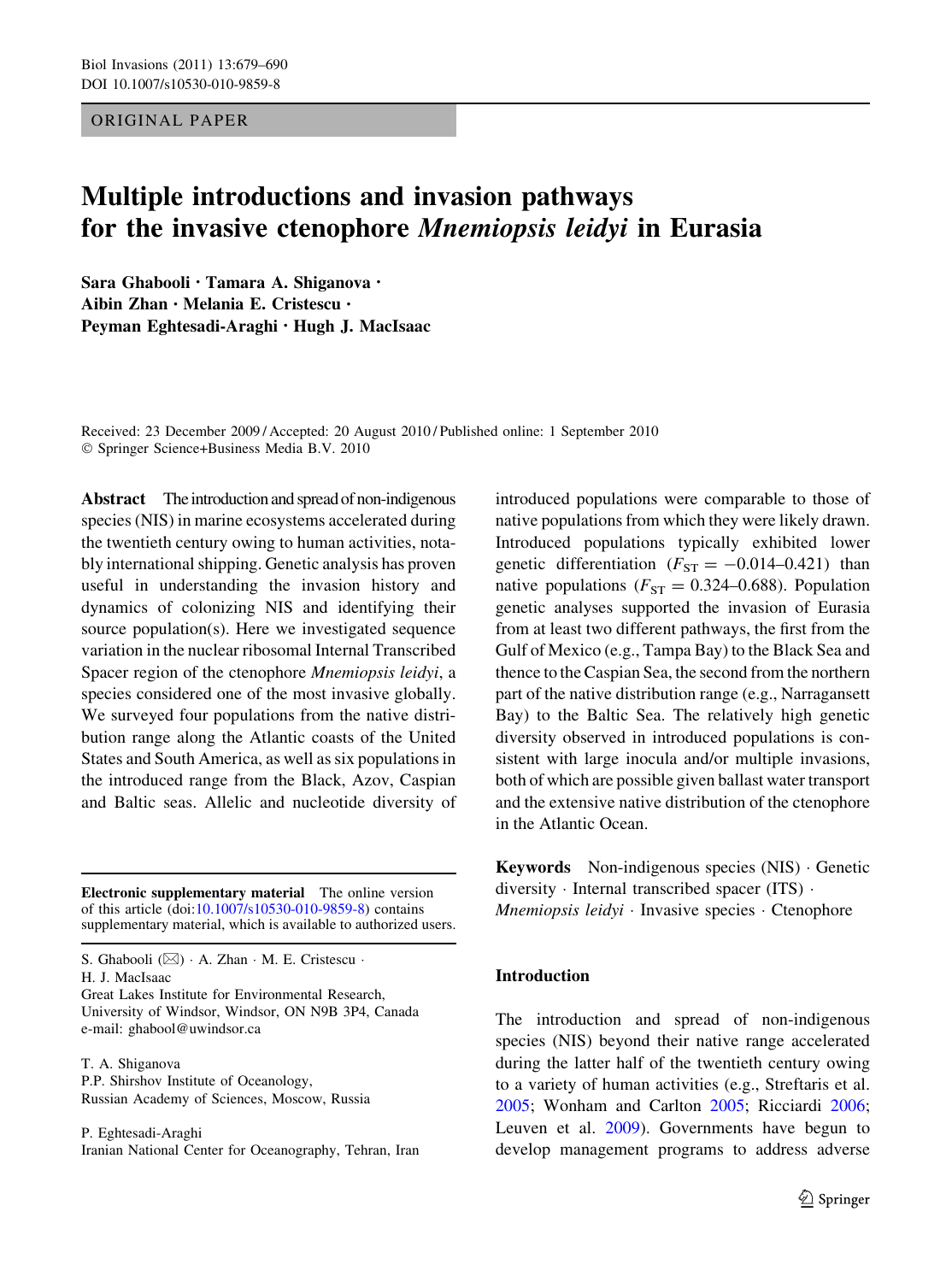ORIGINAL PAPER

# Multiple introductions and invasion pathways for the invasive ctenophore *Mnemiopsis leidyi* in Eurasia

**Sara Ghabooli · Tamara A. Shiganova · Aibin Zhan · Melania E. Cristescu · Peyman Eghtesadi-Araghi · Hugh J. MacIsaac**

Received: 23 December 2009 / Accepted: 20 August 2010 / Published online: 1 September 2010
© Springer Science+Business Media B.V. 2010

**Abstract** The introduction and spread of non-indigenous species (NIS) in marine ecosystems accelerated during the twentieth century owing to human activities, notably international shipping. Genetic analysis has proven useful in understanding the invasion history and dynamics of colonizing NIS and identifying their source population(s). Here we investigated sequence variation in the nuclear ribosomal Internal Transcribed Spacer region of the ctenophore *Mnemiopsis leidyi*, a species considered one of the most invasive globally. We surveyed four populations from the native distribution range along the Atlantic coasts of the United States and South America, as well as six populations in the introduced range from the Black, Azov, Caspian and Baltic seas. Allelic and nucleotide diversity of introduced populations were comparable to those of native populations from which they were likely drawn. Introduced populations typically exhibited lower genetic differentiation ($F_{ST} = -0.014$–$0.421$) than native populations ($F_{ST} = 0.324$–$0.688$). Population genetic analyses supported the invasion of Eurasia from at least two different pathways, the first from the Gulf of Mexico (e.g., Tampa Bay) to the Black Sea and thence to the Caspian Sea, the second from the northern part of the native distribution range (e.g., Narragansett Bay) to the Baltic Sea. The relatively high genetic diversity observed in introduced populations is consistent with large inocula and/or multiple invasions, both of which are possible given ballast water transport and the extensive native distribution of the ctenophore in the Atlantic Ocean.

**Keywords** Non-indigenous species (NIS) · Genetic diversity · Internal transcribed spacer (ITS) · *Mnemiopsis leidyi* · Invasive species · Ctenophore

**Electronic supplementary material** The online version of this article (doi:10.1007/s10530-010-9859-8) contains supplementary material, which is available to authorized users.

S. Ghabooli (✉) · A. Zhan · M. E. Cristescu · H. J. MacIsaac
Great Lakes Institute for Environmental Research, University of Windsor, Windsor, ON N9B 3P4, Canada
e-mail: ghabool@uwindsor.ca

T. A. Shiganova
P.P. Shirshov Institute of Oceanology, Russian Academy of Sciences, Moscow, Russia

P. Eghtesadi-Araghi
Iranian National Center for Oceanography, Tehran, Iran

## Introduction

The introduction and spread of non-indigenous species (NIS) beyond their native range accelerated during the latter half of the twentieth century owing to a variety of human activities (e.g., Streftaris et al. 2005; Wonham and Carlton 2005; Ricciardi 2006; Leuven et al. 2009). Governments have begun to develop management programs to address adverse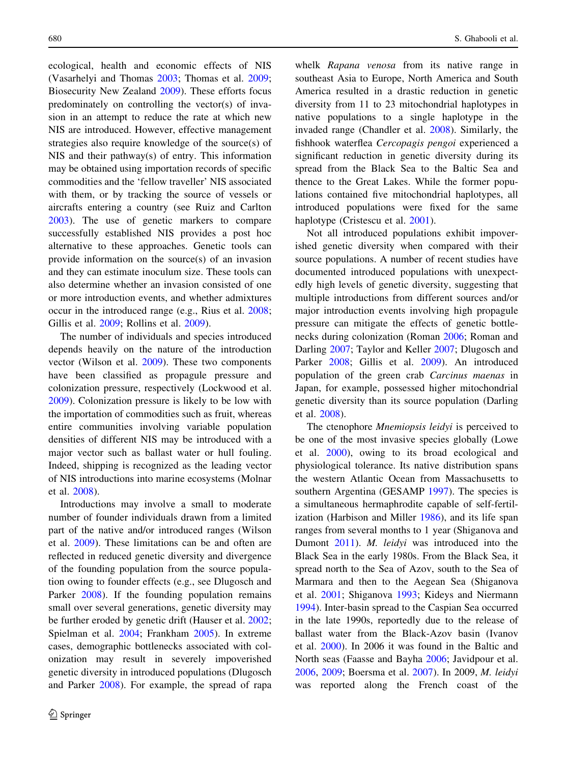ecological, health and economic effects of NIS (Vasarhelyi and Thomas 2003; Thomas et al. 2009; Biosecurity New Zealand 2009). These efforts focus predominately on controlling the vector(s) of invasion in an attempt to reduce the rate at which new NIS are introduced. However, effective management strategies also require knowledge of the source(s) of NIS and their pathway(s) of entry. This information may be obtained using importation records of specific commodities and the 'fellow traveller' NIS associated with them, or by tracking the source of vessels or aircrafts entering a country (see Ruiz and Carlton 2003). The use of genetic markers to compare successfully established NIS provides a post hoc alternative to these approaches. Genetic tools can provide information on the source(s) of an invasion and they can estimate inoculum size. These tools can also determine whether an invasion consisted of one or more introduction events, and whether admixtures occur in the introduced range (e.g., Rius et al. 2008; Gillis et al. 2009; Rollins et al. 2009).

The number of individuals and species introduced depends heavily on the nature of the introduction vector (Wilson et al. 2009). These two components have been classified as propagule pressure and colonization pressure, respectively (Lockwood et al. 2009). Colonization pressure is likely to be low with the importation of commodities such as fruit, whereas entire communities involving variable population densities of different NIS may be introduced with a major vector such as ballast water or hull fouling. Indeed, shipping is recognized as the leading vector of NIS introductions into marine ecosystems (Molnar et al. 2008).

Introductions may involve a small to moderate number of founder individuals drawn from a limited part of the native and/or introduced ranges (Wilson et al. 2009). These limitations can be and often are reflected in reduced genetic diversity and divergence of the founding population from the source population owing to founder effects (e.g., see Dlugosch and Parker 2008). If the founding population remains small over several generations, genetic diversity may be further eroded by genetic drift (Hauser et al. 2002; Spielman et al. 2004; Frankham 2005). In extreme cases, demographic bottlenecks associated with colonization may result in severely impoverished genetic diversity in introduced populations (Dlugosch and Parker 2008). For example, the spread of rapa whelk *Rapana venosa* from its native range in southeast Asia to Europe, North America and South America resulted in a drastic reduction in genetic diversity from 11 to 23 mitochondrial haplotypes in native populations to a single haplotype in the invaded range (Chandler et al. 2008). Similarly, the fishhook waterflea *Cercopagis pengoi* experienced a significant reduction in genetic diversity during its spread from the Black Sea to the Baltic Sea and thence to the Great Lakes. While the former populations contained five mitochondrial haplotypes, all introduced populations were fixed for the same haplotype (Cristescu et al. 2001).

Not all introduced populations exhibit impoverished genetic diversity when compared with their source populations. A number of recent studies have documented introduced populations with unexpectedly high levels of genetic diversity, suggesting that multiple introductions from different sources and/or major introduction events involving high propagule pressure can mitigate the effects of genetic bottlenecks during colonization (Roman 2006; Roman and Darling 2007; Taylor and Keller 2007; Dlugosch and Parker 2008; Gillis et al. 2009). An introduced population of the green crab *Carcinus maenas* in Japan, for example, possessed higher mitochondrial genetic diversity than its source population (Darling et al. 2008).

The ctenophore *Mnemiopsis leidyi* is perceived to be one of the most invasive species globally (Lowe et al. 2000), owing to its broad ecological and physiological tolerance. Its native distribution spans the western Atlantic Ocean from Massachusetts to southern Argentina (GESAMP 1997). The species is a simultaneous hermaphrodite capable of self-fertilization (Harbison and Miller 1986), and its life span ranges from several months to 1 year (Shiganova and Dumont 2011). *M. leidyi* was introduced into the Black Sea in the early 1980s. From the Black Sea, it spread north to the Sea of Azov, south to the Sea of Marmara and then to the Aegean Sea (Shiganova et al. 2001; Shiganova 1993; Kideys and Niermann 1994). Inter-basin spread to the Caspian Sea occurred in the late 1990s, reportedly due to the release of ballast water from the Black-Azov basin (Ivanov et al. 2000). In 2006 it was found in the Baltic and North seas (Faasse and Bayha 2006; Javidpour et al. 2006, 2009; Boersma et al. 2007). In 2009, *M. leidyi* was reported along the French coast of the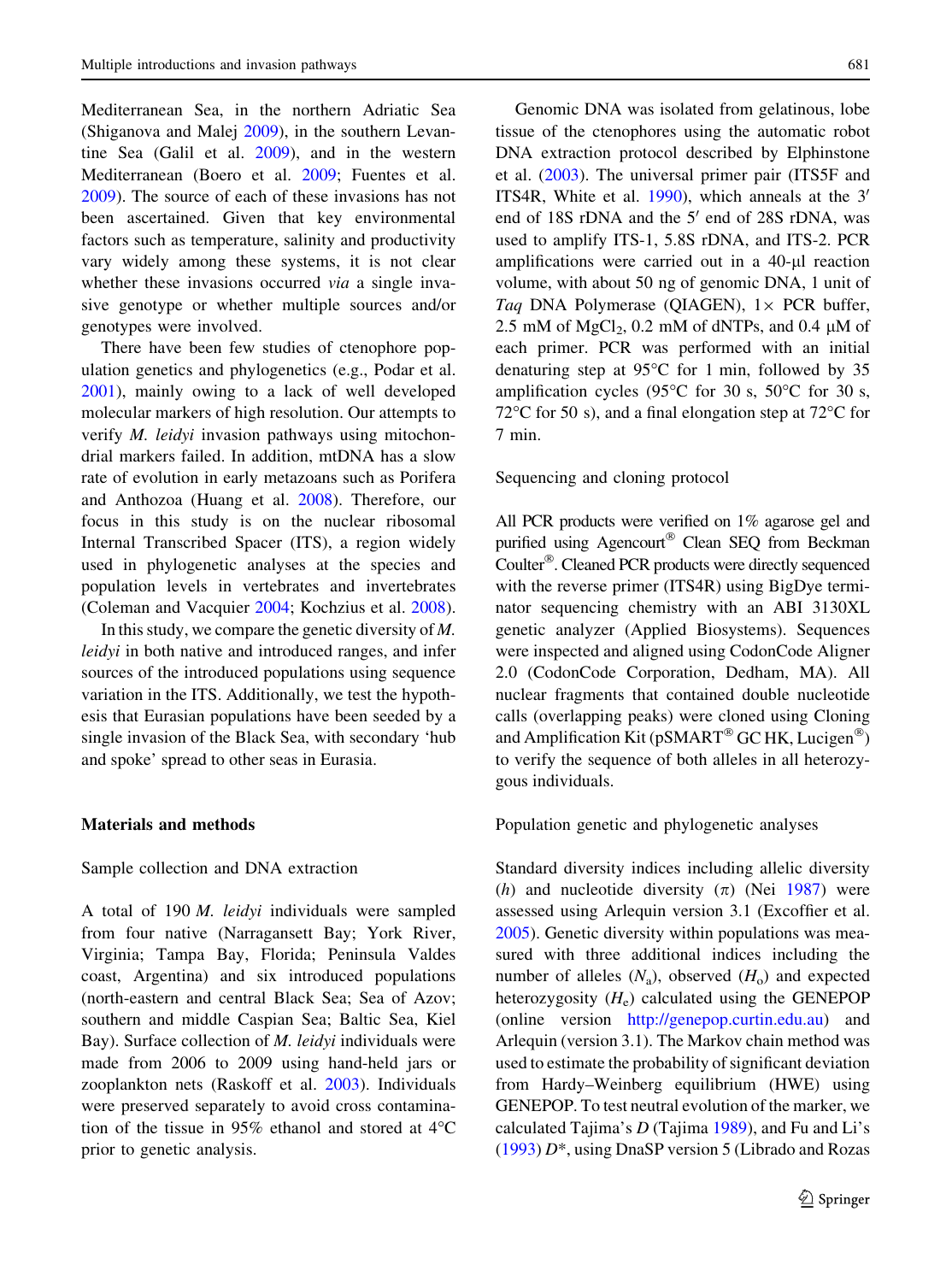Mediterranean Sea, in the northern Adriatic Sea (Shiganova and Malej 2009), in the southern Levantine Sea (Galil et al. 2009), and in the western Mediterranean (Boero et al. 2009; Fuentes et al. 2009). The source of each of these invasions has not been ascertained. Given that key environmental factors such as temperature, salinity and productivity vary widely among these systems, it is not clear whether these invasions occurred *via* a single invasive genotype or whether multiple sources and/or genotypes were involved.

There have been few studies of ctenophore population genetics and phylogenetics (e.g., Podar et al. 2001), mainly owing to a lack of well developed molecular markers of high resolution. Our attempts to verify *M. leidyi* invasion pathways using mitochondrial markers failed. In addition, mtDNA has a slow rate of evolution in early metazoans such as Porifera and Anthozoa (Huang et al. 2008). Therefore, our focus in this study is on the nuclear ribosomal Internal Transcribed Spacer (ITS), a region widely used in phylogenetic analyses at the species and population levels in vertebrates and invertebrates (Coleman and Vacquier 2004; Kochzius et al. 2008).

In this study, we compare the genetic diversity of *M. leidyi* in both native and introduced ranges, and infer sources of the introduced populations using sequence variation in the ITS. Additionally, we test the hypothesis that Eurasian populations have been seeded by a single invasion of the Black Sea, with secondary 'hub and spoke' spread to other seas in Eurasia.

## Materials and methods

### Sample collection and DNA extraction

A total of 190 *M. leidyi* individuals were sampled from four native (Narragansett Bay; York River, Virginia; Tampa Bay, Florida; Peninsula Valdes coast, Argentina) and six introduced populations (north-eastern and central Black Sea; Sea of Azov; southern and middle Caspian Sea; Baltic Sea, Kiel Bay). Surface collection of *M. leidyi* individuals were made from 2006 to 2009 using hand-held jars or zooplankton nets (Raskoff et al. 2003). Individuals were preserved separately to avoid cross contamination of the tissue in 95% ethanol and stored at 4°C prior to genetic analysis.

Genomic DNA was isolated from gelatinous, lobe tissue of the ctenophores using the automatic robot DNA extraction protocol described by Elphinstone et al. (2003). The universal primer pair (ITS5F and ITS4R, White et al. 1990), which anneals at the 3′ end of 18S rDNA and the 5′ end of 28S rDNA, was used to amplify ITS-1, 5.8S rDNA, and ITS-2. PCR amplifications were carried out in a 40-μl reaction volume, with about 50 ng of genomic DNA, 1 unit of *Taq* DNA Polymerase (QIAGEN), 1× PCR buffer, 2.5 mM of $MgCl_2$, 0.2 mM of dNTPs, and 0.4 μM of each primer. PCR was performed with an initial denaturing step at 95°C for 1 min, followed by 35 amplification cycles (95°C for 30 s, 50°C for 30 s, 72°C for 50 s), and a final elongation step at 72°C for 7 min.

### Sequencing and cloning protocol

All PCR products were verified on 1% agarose gel and purified using Agencourt® Clean SEQ from Beckman Coulter®. Cleaned PCR products were directly sequenced with the reverse primer (ITS4R) using BigDye terminator sequencing chemistry with an ABI 3130XL genetic analyzer (Applied Biosystems). Sequences were inspected and aligned using CodonCode Aligner 2.0 (CodonCode Corporation, Dedham, MA). All nuclear fragments that contained double nucleotide calls (overlapping peaks) were cloned using Cloning and Amplification Kit (pSMART® GC HK, Lucigen®) to verify the sequence of both alleles in all heterozygous individuals.

### Population genetic and phylogenetic analyses

Standard diversity indices including allelic diversity ($h$) and nucleotide diversity ($\pi$) (Nei 1987) were assessed using Arlequin version 3.1 (Excoffier et al. 2005). Genetic diversity within populations was measured with three additional indices including the number of alleles ($N_a$), observed ($H_o$) and expected heterozygosity ($H_e$) calculated using the GENEPOP (online version http://genepop.curtin.edu.au) and Arlequin (version 3.1). The Markov chain method was used to estimate the probability of significant deviation from Hardy–Weinberg equilibrium (HWE) using GENEPOP. To test neutral evolution of the marker, we calculated Tajima's $D$ (Tajima 1989), and Fu and Li's (1993) $D^*$, using DnaSP version 5 (Librado and Rozas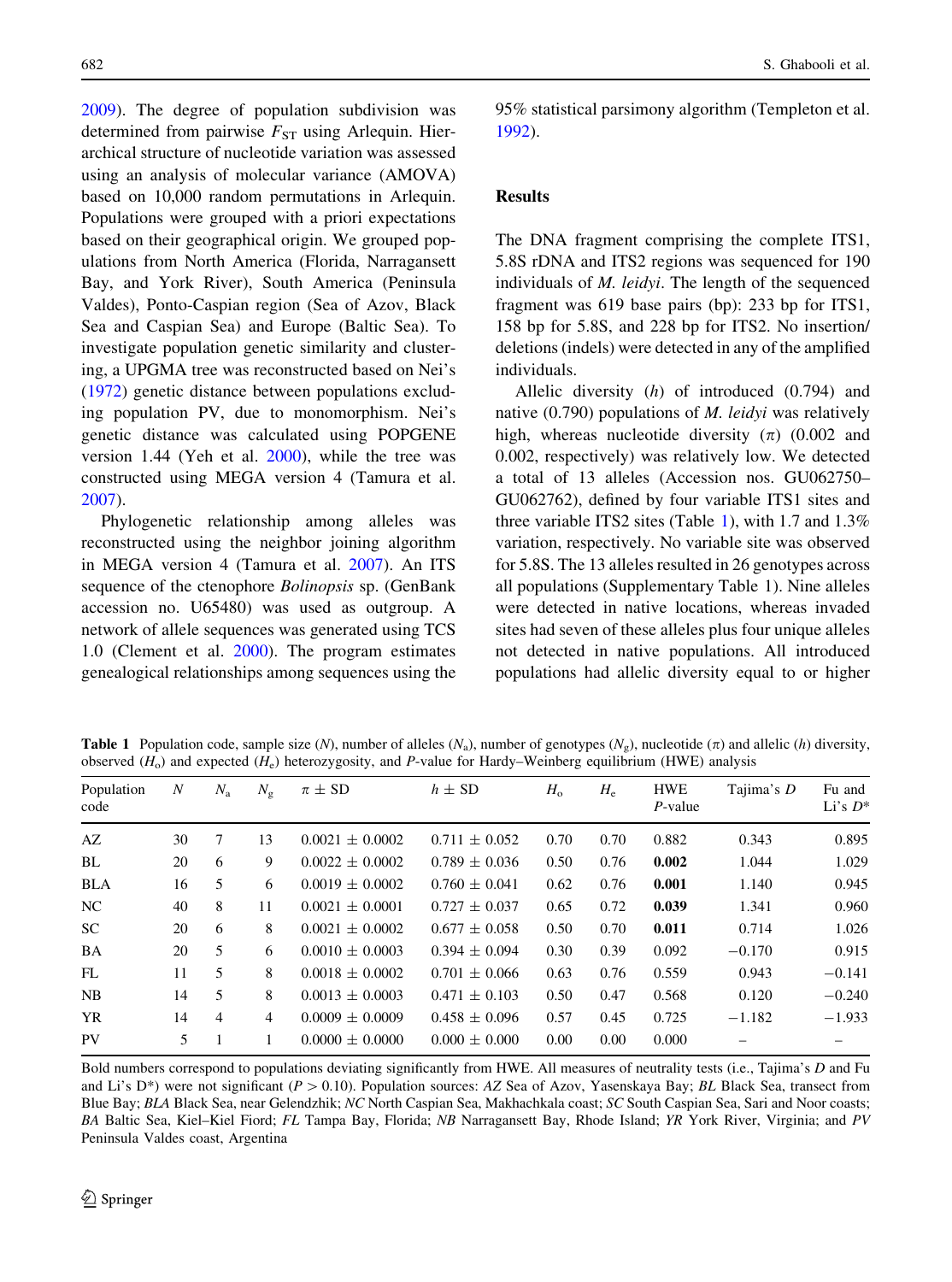2009). The degree of population subdivision was determined from pairwise $F_{ST}$ using Arlequin. Hierarchical structure of nucleotide variation was assessed using an analysis of molecular variance (AMOVA) based on 10,000 random permutations in Arlequin. Populations were grouped with a priori expectations based on their geographical origin. We grouped populations from North America (Florida, Narragansett Bay, and York River), South America (Peninsula Valdes), Ponto-Caspian region (Sea of Azov, Black Sea and Caspian Sea) and Europe (Baltic Sea). To investigate population genetic similarity and clustering, a UPGMA tree was reconstructed based on Nei's (1972) genetic distance between populations excluding population PV, due to monomorphism. Nei's genetic distance was calculated using POPGENE version 1.44 (Yeh et al. 2000), while the tree was constructed using MEGA version 4 (Tamura et al. 2007).

Phylogenetic relationship among alleles was reconstructed using the neighbor joining algorithm in MEGA version 4 (Tamura et al. 2007). An ITS sequence of the ctenophore *Bolinopsis* sp. (GenBank accession no. U65480) was used as outgroup. A network of allele sequences was generated using TCS 1.0 (Clement et al. 2000). The program estimates genealogical relationships among sequences using the 95% statistical parsimony algorithm (Templeton et al. 1992).

## Results

The DNA fragment comprising the complete ITS1, 5.8S rDNA and ITS2 regions was sequenced for 190 individuals of *M. leidyi*. The length of the sequenced fragment was 619 base pairs (bp): 233 bp for ITS1, 158 bp for 5.8S, and 228 bp for ITS2. No insertion/deletions (indels) were detected in any of the amplified individuals.

Allelic diversity ($h$) of introduced (0.794) and native (0.790) populations of *M. leidyi* was relatively high, whereas nucleotide diversity ($\pi$) (0.002 and 0.002, respectively) was relatively low. We detected a total of 13 alleles (Accession nos. GU062750–GU062762), defined by four variable ITS1 sites and three variable ITS2 sites (Table 1), with 1.7 and 1.3% variation, respectively. No variable site was observed for 5.8S. The 13 alleles resulted in 26 genotypes across all populations (Supplementary Table 1). Nine alleles were detected in native locations, whereas invaded sites had seven of these alleles plus four unique alleles not detected in native populations. All introduced populations had allelic diversity equal to or higher

**Table 1** Population code, sample size ($N$), number of alleles ($N_a$), number of genotypes ($N_g$), nucleotide ($\pi$) and allelic ($h$) diversity, observed ($H_o$) and expected ($H_e$) heterozygosity, and $P$-value for Hardy–Weinberg equilibrium (HWE) analysis

| Population code | $N$ | $N_a$ | $N_g$ | $\pi \pm$ SD | $h \pm$ SD | $H_o$ | $H_e$ | HWE $P$-value | Tajima's $D$ | Fu and Li's $D^*$ |
|---|---|---|---|---|---|---|---|---|---|---|
| AZ | 30 | 7 | 13 | 0.0021 ± 0.0002 | 0.711 ± 0.052 | 0.70 | 0.70 | 0.882 | 0.343 | 0.895 |
| BL | 20 | 6 | 9 | 0.0022 ± 0.0002 | 0.789 ± 0.036 | 0.50 | 0.76 | **0.002** | 1.044 | 1.029 |
| BLA | 16 | 5 | 6 | 0.0019 ± 0.0002 | 0.760 ± 0.041 | 0.62 | 0.76 | **0.001** | 1.140 | 0.945 |
| NC | 40 | 8 | 11 | 0.0021 ± 0.0001 | 0.727 ± 0.037 | 0.65 | 0.72 | **0.039** | 1.341 | 0.960 |
| SC | 20 | 6 | 8 | 0.0021 ± 0.0002 | 0.677 ± 0.058 | 0.50 | 0.70 | **0.011** | 0.714 | 1.026 |
| BA | 20 | 5 | 6 | 0.0010 ± 0.0003 | 0.394 ± 0.094 | 0.30 | 0.39 | 0.092 | −0.170 | 0.915 |
| FL | 11 | 5 | 8 | 0.0018 ± 0.0002 | 0.701 ± 0.066 | 0.63 | 0.76 | 0.559 | 0.943 | −0.141 |
| NB | 14 | 5 | 8 | 0.0013 ± 0.0003 | 0.471 ± 0.103 | 0.50 | 0.47 | 0.568 | 0.120 | −0.240 |
| YR | 14 | 4 | 4 | 0.0009 ± 0.0009 | 0.458 ± 0.096 | 0.57 | 0.45 | 0.725 | −1.182 | −1.933 |
| PV | 5 | 1 | 1 | 0.0000 ± 0.0000 | 0.000 ± 0.000 | 0.00 | 0.00 | 0.000 | – | – |

Bold numbers correspond to populations deviating significantly from HWE. All measures of neutrality tests (i.e., Tajima's D and Fu and Li's D*) were not significant ($P > 0.10$). Population sources: *AZ* Sea of Azov, Yasenskaya Bay; *BL* Black Sea, transect from Blue Bay; *BLA* Black Sea, near Gelendzhik; *NC* North Caspian Sea, Makhachkala coast; *SC* South Caspian Sea, Sari and Noor coasts; *BA* Baltic Sea, Kiel–Kiel Fiord; *FL* Tampa Bay, Florida; *NB* Narragansett Bay, Rhode Island; *YR* York River, Virginia; and *PV* Peninsula Valdes coast, Argentina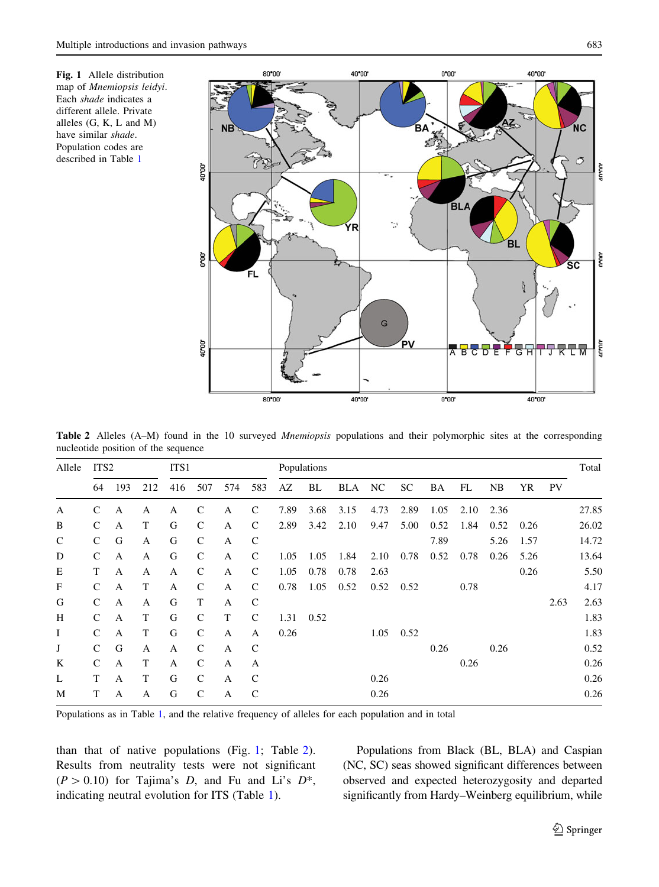**Fig. 1** Allele distribution map of *Mnemiopsis leidyi*. Each *shade* indicates a different allele. Private alleles (G, K, L and M) have similar *shade*. Population codes are described in Table 1

**Table 2** Alleles (A–M) found in the 10 surveyed *Mnemiopsis* populations and their polymorphic sites at the corresponding nucleotide position of the sequence

| Allele | ITS2 | | | ITS1 | | | | Populations | | | | | | | | | | Total |
|---|---|---|---|---|---|---|---|---|---|---|---|---|---|---|---|---|---|---|
| | 64 | 193 | 212 | 416 | 507 | 574 | 583 | AZ | BL | BLA | NC | SC | BA | FL | NB | YR | PV | |
| A | C | A | A | A | C | A | C | 7.89 | 3.68 | 3.15 | 4.73 | 2.89 | 1.05 | 2.10 | 2.36 | | | 27.85 |
| B | C | A | T | G | C | A | C | 2.89 | 3.42 | 2.10 | 9.47 | 5.00 | 0.52 | 1.84 | 0.52 | 0.26 | | 26.02 |
| C | C | G | A | G | C | A | C | | | | | | 7.89 | | 5.26 | 1.57 | | 14.72 |
| D | C | A | A | G | C | A | C | 1.05 | 1.05 | 1.84 | 2.10 | 0.78 | 0.52 | 0.78 | 0.26 | 5.26 | | 13.64 |
| E | T | A | A | A | C | A | C | 1.05 | 0.78 | 0.78 | 2.63 | | | | | 0.26 | | 5.50 |
| F | C | A | T | A | C | A | C | 0.78 | 1.05 | 0.52 | 0.52 | 0.52 | | 0.78 | | | | 4.17 |
| G | C | A | A | G | T | A | C | | | | | | | | | | 2.63 | 2.63 |
| H | C | A | T | G | C | T | C | 1.31 | 0.52 | | | | | | | | | 1.83 |
| I | C | A | T | G | C | A | A | 0.26 | | | 1.05 | 0.52 | | | | | | 1.83 |
| J | C | G | A | A | C | A | C | | | | | | 0.26 | | 0.26 | | | 0.52 |
| K | C | A | T | A | C | A | A | | | | | | | 0.26 | | | | 0.26 |
| L | T | A | T | G | C | A | C | | | | 0.26 | | | | | | | 0.26 |
| M | T | A | A | G | C | A | C | | | | 0.26 | | | | | | | 0.26 |

Populations as in Table 1, and the relative frequency of alleles for each population and in total

than that of native populations (Fig. 1; Table 2). Results from neutrality tests were not significant ($P > 0.10$) for Tajima's $D$, and Fu and Li's $D^*$, indicating neutral evolution for ITS (Table 1).

Populations from Black (BL, BLA) and Caspian (NC, SC) seas showed significant differences between observed and expected heterozygosity and departed significantly from Hardy–Weinberg equilibrium, while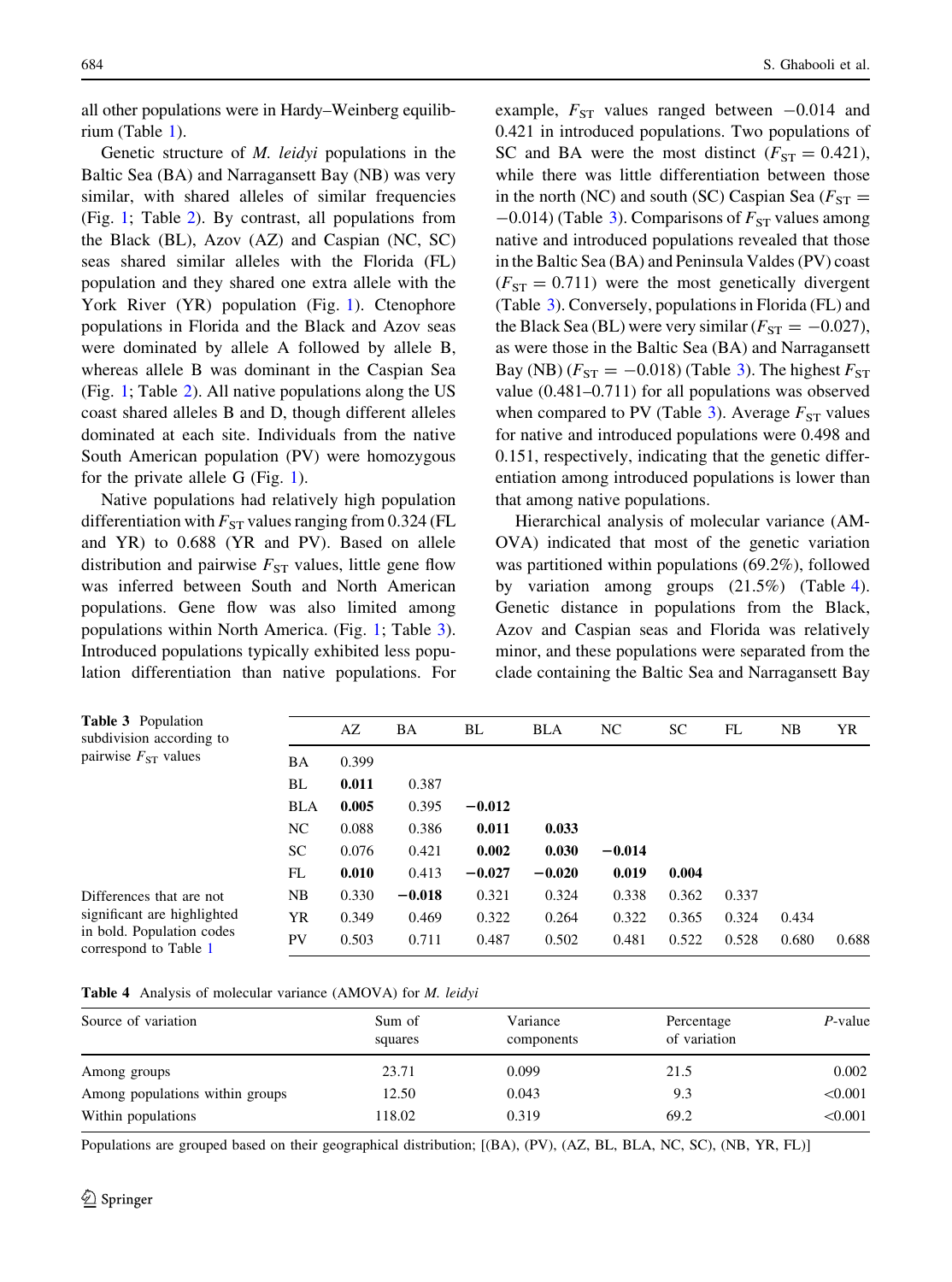all other populations were in Hardy–Weinberg equilibrium (Table 1).

Genetic structure of *M. leidyi* populations in the Baltic Sea (BA) and Narragansett Bay (NB) was very similar, with shared alleles of similar frequencies (Fig. 1; Table 2). By contrast, all populations from the Black (BL), Azov (AZ) and Caspian (NC, SC) seas shared similar alleles with the Florida (FL) population and they shared one extra allele with the York River (YR) population (Fig. 1). Ctenophore populations in Florida and the Black and Azov seas were dominated by allele A followed by allele B, whereas allele B was dominant in the Caspian Sea (Fig. 1; Table 2). All native populations along the US coast shared alleles B and D, though different alleles dominated at each site. Individuals from the native South American population (PV) were homozygous for the private allele G (Fig. 1).

Native populations had relatively high population differentiation with $F_{ST}$ values ranging from 0.324 (FL and YR) to 0.688 (YR and PV). Based on allele distribution and pairwise $F_{ST}$ values, little gene flow was inferred between South and North American populations. Gene flow was also limited among populations within North America. (Fig. 1; Table 3). Introduced populations typically exhibited less population differentiation than native populations. For example, $F_{ST}$ values ranged between −0.014 and 0.421 in introduced populations. Two populations of SC and BA were the most distinct ($F_{ST} = 0.421$), while there was little differentiation between those in the north (NC) and south (SC) Caspian Sea ($F_{ST} = -0.014$) (Table 3). Comparisons of $F_{ST}$ values among native and introduced populations revealed that those in the Baltic Sea (BA) and Peninsula Valdes (PV) coast ($F_{ST} = 0.711$) were the most genetically divergent (Table 3). Conversely, populations in Florida (FL) and the Black Sea (BL) were very similar ($F_{ST} = -0.027$), as were those in the Baltic Sea (BA) and Narragansett Bay (NB) ($F_{ST} = -0.018$) (Table 3). The highest $F_{ST}$ value (0.481–0.711) for all populations was observed when compared to PV (Table 3). Average $F_{ST}$ values for native and introduced populations were 0.498 and 0.151, respectively, indicating that the genetic differentiation among introduced populations is lower than that among native populations.

Hierarchical analysis of molecular variance (AMOVA) indicated that most of the genetic variation was partitioned within populations (69.2%), followed by variation among groups (21.5%) (Table 4). Genetic distance in populations from the Black, Azov and Caspian seas and Florida was relatively minor, and these populations were separated from the clade containing the Baltic Sea and Narragansett Bay

**Table 3** Population subdivision according to pairwise $F_{ST}$ values

| | AZ | BA | BL | BLA | NC | SC | FL | NB | YR |
|---|---|---|---|---|---|---|---|---|---|
| BA | 0.399 | | | | | | | | |
| BL | **0.011** | 0.387 | | | | | | | |
| BLA | **0.005** | 0.395 | **−0.012** | | | | | | |
| NC | 0.088 | 0.386 | **0.011** | **0.033** | | | | | |
| SC | 0.076 | 0.421 | **0.002** | **0.030** | **−0.014** | | | | |
| FL | **0.010** | 0.413 | **−0.027** | **−0.020** | **0.019** | **0.004** | | | |
| NB | 0.330 | **−0.018** | 0.321 | 0.324 | 0.338 | 0.362 | 0.337 | | |
| YR | 0.349 | 0.469 | 0.322 | 0.264 | 0.322 | 0.365 | 0.324 | 0.434 | |
| PV | 0.503 | 0.711 | 0.487 | 0.502 | 0.481 | 0.522 | 0.528 | 0.680 | 0.688 |

Differences that are not significant are highlighted in bold. Population codes correspond to Table 1

**Table 4** Analysis of molecular variance (AMOVA) for *M. leidyi*

| Source of variation | Sum of squares | Variance components | Percentage of variation | *P*-value |
|---|---|---|---|---|
| Among groups | 23.71 | 0.099 | 21.5 | 0.002 |
| Among populations within groups | 12.50 | 0.043 | 9.3 | <0.001 |
| Within populations | 118.02 | 0.319 | 69.2 | <0.001 |

Populations are grouped based on their geographical distribution; [(BA), (PV), (AZ, BL, BLA, NC, SC), (NB, YR, FL)]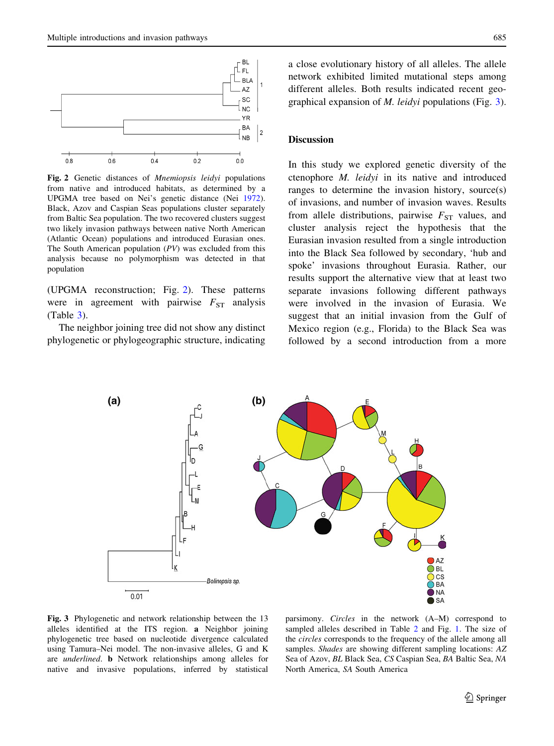**Fig. 2** Genetic distances of *Mnemiopsis leidyi* populations from native and introduced habitats, as determined by a UPGMA tree based on Nei's genetic distance (Nei 1972). Black, Azov and Caspian Seas populations cluster separately from Baltic Sea population. The two recovered clusters suggest two likely invasion pathways between native North American (Atlantic Ocean) populations and introduced Eurasian ones. The South American population (*PV*) was excluded from this analysis because no polymorphism was detected in that population

(UPGMA reconstruction; Fig. 2). These patterns were in agreement with pairwise $F_{ST}$ analysis (Table 3).

The neighbor joining tree did not show any distinct phylogenetic or phylogeographic structure, indicating a close evolutionary history of all alleles. The allele network exhibited limited mutational steps among different alleles. Both results indicated recent geographical expansion of *M. leidyi* populations (Fig. 3).

## Discussion

In this study we explored genetic diversity of the ctenophore *M. leidyi* in its native and introduced ranges to determine the invasion history, source(s) of invasions, and number of invasion waves. Results from allele distributions, pairwise $F_{ST}$ values, and cluster analysis reject the hypothesis that the Eurasian invasion resulted from a single introduction into the Black Sea followed by secondary, 'hub and spoke' invasions throughout Eurasia. Rather, our results support the alternative view that at least two separate invasions following different pathways were involved in the invasion of Eurasia. We suggest that an initial invasion from the Gulf of Mexico region (e.g., Florida) to the Black Sea was followed by a second introduction from a more

**Fig. 3** Phylogenetic and network relationship between the 13 alleles identified at the ITS region. **a** Neighbor joining phylogenetic tree based on nucleotide divergence calculated using Tamura–Nei model. The non-invasive alleles, G and K are *underlined*. **b** Network relationships among alleles for native and invasive populations, inferred by statistical parsimony. *Circles* in the network (A–M) correspond to sampled alleles described in Table 2 and Fig. 1. The size of the *circles* corresponds to the frequency of the allele among all samples. *Shades* are showing different sampling locations: *AZ* Sea of Azov, *BL* Black Sea, *CS* Caspian Sea, *BA* Baltic Sea, *NA* North America, *SA* South America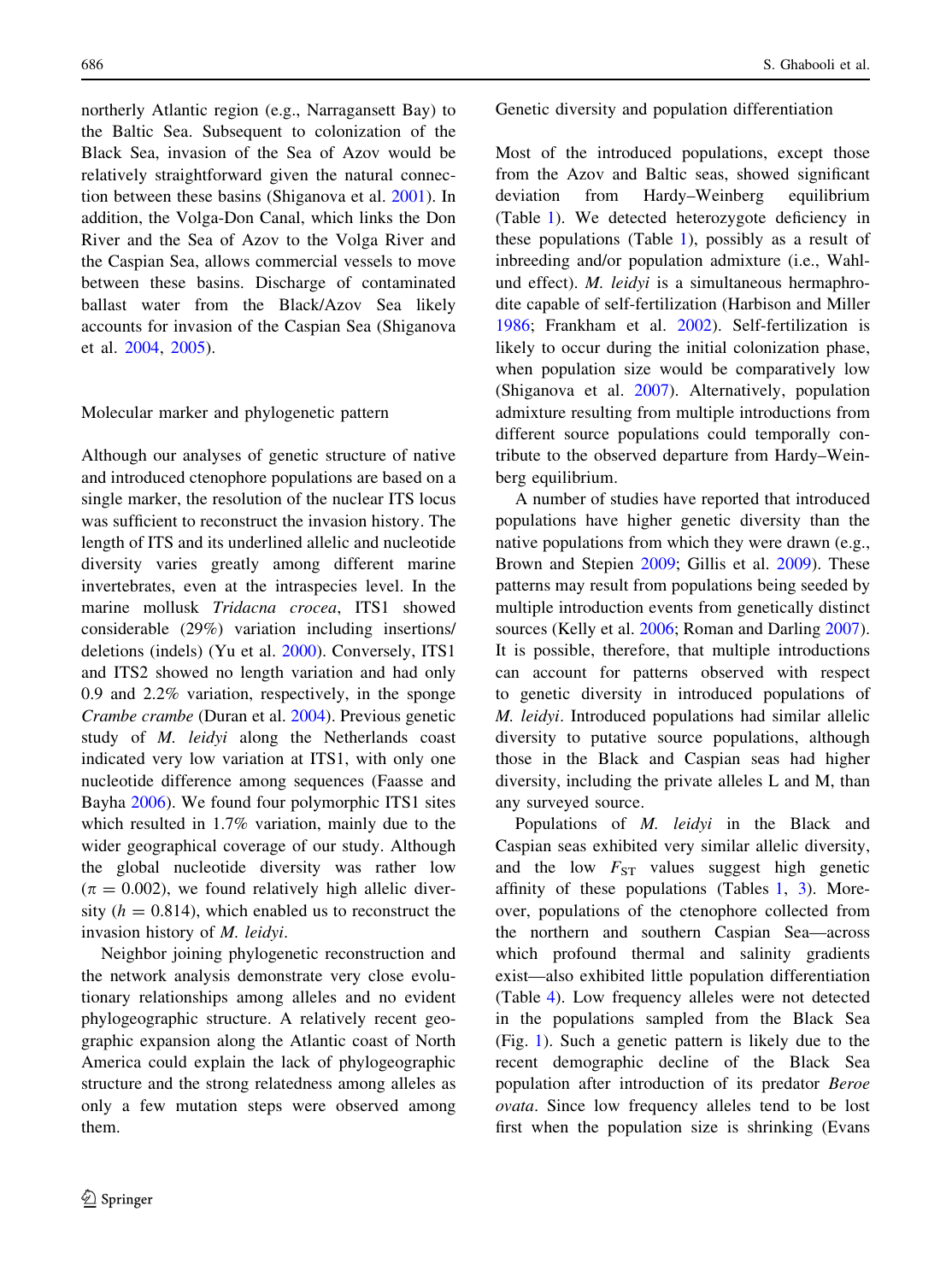northerly Atlantic region (e.g., Narragansett Bay) to the Baltic Sea. Subsequent to colonization of the Black Sea, invasion of the Sea of Azov would be relatively straightforward given the natural connection between these basins (Shiganova et al. 2001). In addition, the Volga-Don Canal, which links the Don River and the Sea of Azov to the Volga River and the Caspian Sea, allows commercial vessels to move between these basins. Discharge of contaminated ballast water from the Black/Azov Sea likely accounts for invasion of the Caspian Sea (Shiganova et al. 2004, 2005).

## Molecular marker and phylogenetic pattern

Although our analyses of genetic structure of native and introduced ctenophore populations are based on a single marker, the resolution of the nuclear ITS locus was sufficient to reconstruct the invasion history. The length of ITS and its underlined allelic and nucleotide diversity varies greatly among different marine invertebrates, even at the intraspecies level. In the marine mollusk *Tridacna crocea*, ITS1 showed considerable (29%) variation including insertions/deletions (indels) (Yu et al. 2000). Conversely, ITS1 and ITS2 showed no length variation and had only 0.9 and 2.2% variation, respectively, in the sponge *Crambe crambe* (Duran et al. 2004). Previous genetic study of *M. leidyi* along the Netherlands coast indicated very low variation at ITS1, with only one nucleotide difference among sequences (Faasse and Bayha 2006). We found four polymorphic ITS1 sites which resulted in 1.7% variation, mainly due to the wider geographical coverage of our study. Although the global nucleotide diversity was rather low ($\pi = 0.002$), we found relatively high allelic diversity ($h = 0.814$), which enabled us to reconstruct the invasion history of *M. leidyi*.

Neighbor joining phylogenetic reconstruction and the network analysis demonstrate very close evolutionary relationships among alleles and no evident phylogeographic structure. A relatively recent geographic expansion along the Atlantic coast of North America could explain the lack of phylogeographic structure and the strong relatedness among alleles as only a few mutation steps were observed among them.

## Genetic diversity and population differentiation

Most of the introduced populations, except those from the Azov and Baltic seas, showed significant deviation from Hardy–Weinberg equilibrium (Table 1). We detected heterozygote deficiency in these populations (Table 1), possibly as a result of inbreeding and/or population admixture (i.e., Wahlund effect). *M. leidyi* is a simultaneous hermaphrodite capable of self-fertilization (Harbison and Miller 1986; Frankham et al. 2002). Self-fertilization is likely to occur during the initial colonization phase, when population size would be comparatively low (Shiganova et al. 2007). Alternatively, population admixture resulting from multiple introductions from different source populations could temporally contribute to the observed departure from Hardy–Weinberg equilibrium.

A number of studies have reported that introduced populations have higher genetic diversity than the native populations from which they were drawn (e.g., Brown and Stepien 2009; Gillis et al. 2009). These patterns may result from populations being seeded by multiple introduction events from genetically distinct sources (Kelly et al. 2006; Roman and Darling 2007). It is possible, therefore, that multiple introductions can account for patterns observed with respect to genetic diversity in introduced populations of *M. leidyi*. Introduced populations had similar allelic diversity to putative source populations, although those in the Black and Caspian seas had higher diversity, including the private alleles L and M, than any surveyed source.

Populations of *M. leidyi* in the Black and Caspian seas exhibited very similar allelic diversity, and the low $F_{ST}$ values suggest high genetic affinity of these populations (Tables 1, 3). Moreover, populations of the ctenophore collected from the northern and southern Caspian Sea—across which profound thermal and salinity gradients exist—also exhibited little population differentiation (Table 4). Low frequency alleles were not detected in the populations sampled from the Black Sea (Fig. 1). Such a genetic pattern is likely due to the recent demographic decline of the Black Sea population after introduction of its predator *Beroe ovata*. Since low frequency alleles tend to be lost first when the population size is shrinking (Evans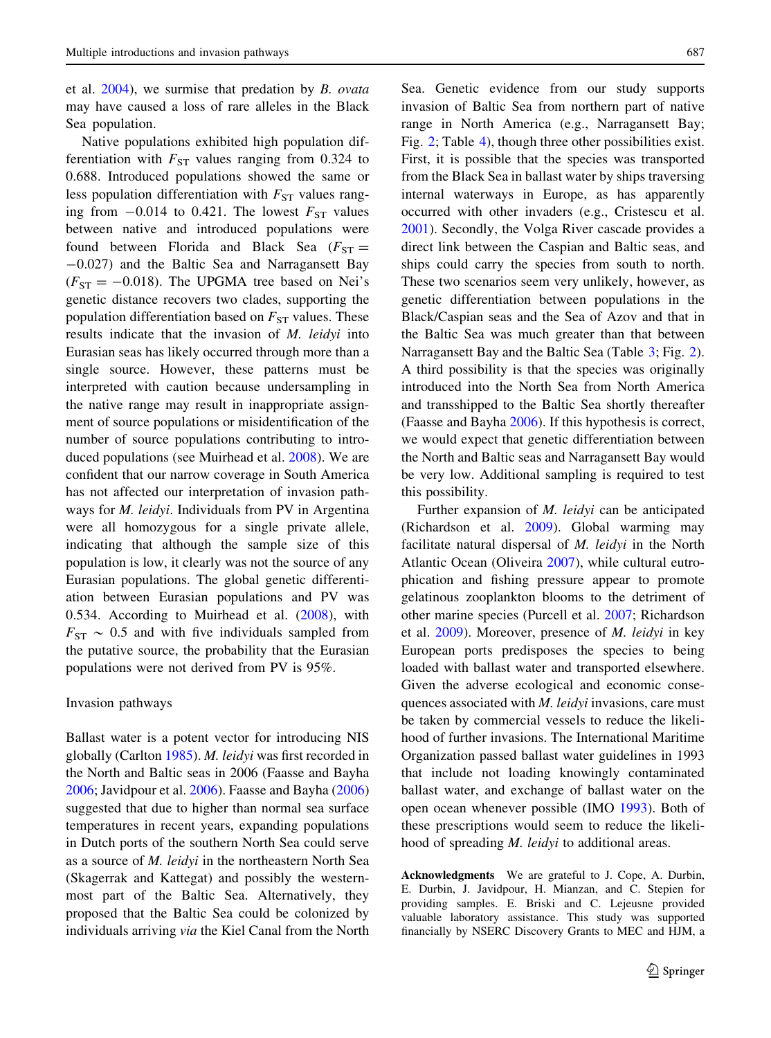et al. 2004), we surmise that predation by *B. ovata* may have caused a loss of rare alleles in the Black Sea population.

Native populations exhibited high population differentiation with $F_{ST}$ values ranging from 0.324 to 0.688. Introduced populations showed the same or less population differentiation with $F_{ST}$ values ranging from −0.014 to 0.421. The lowest $F_{ST}$ values between native and introduced populations were found between Florida and Black Sea ($F_{ST} = -0.027$) and the Baltic Sea and Narragansett Bay ($F_{ST} = -0.018$). The UPGMA tree based on Nei's genetic distance recovers two clades, supporting the population differentiation based on $F_{ST}$ values. These results indicate that the invasion of *M. leidyi* into Eurasian seas has likely occurred through more than a single source. However, these patterns must be interpreted with caution because undersampling in the native range may result in inappropriate assignment of source populations or misidentification of the number of source populations contributing to introduced populations (see Muirhead et al. 2008). We are confident that our narrow coverage in South America has not affected our interpretation of invasion pathways for *M. leidyi*. Individuals from PV in Argentina were all homozygous for a single private allele, indicating that although the sample size of this population is low, it clearly was not the source of any Eurasian populations. The global genetic differentiation between Eurasian populations and PV was 0.534. According to Muirhead et al. (2008), with $F_{ST} \sim 0.5$ and with five individuals sampled from the putative source, the probability that the Eurasian populations were not derived from PV is 95%.

## Invasion pathways

Ballast water is a potent vector for introducing NIS globally (Carlton 1985). *M. leidyi* was first recorded in the North and Baltic seas in 2006 (Faasse and Bayha 2006; Javidpour et al. 2006). Faasse and Bayha (2006) suggested that due to higher than normal sea surface temperatures in recent years, expanding populations in Dutch ports of the southern North Sea could serve as a source of *M. leidyi* in the northeastern North Sea (Skagerrak and Kattegat) and possibly the westernmost part of the Baltic Sea. Alternatively, they proposed that the Baltic Sea could be colonized by individuals arriving *via* the Kiel Canal from the North Sea. Genetic evidence from our study supports invasion of Baltic Sea from northern part of native range in North America (e.g., Narragansett Bay; Fig. 2; Table 4), though three other possibilities exist. First, it is possible that the species was transported from the Black Sea in ballast water by ships traversing internal waterways in Europe, as has apparently occurred with other invaders (e.g., Cristescu et al. 2001). Secondly, the Volga River cascade provides a direct link between the Caspian and Baltic seas, and ships could carry the species from south to north. These two scenarios seem very unlikely, however, as genetic differentiation between populations in the Black/Caspian seas and the Sea of Azov and that in the Baltic Sea was much greater than that between Narragansett Bay and the Baltic Sea (Table 3; Fig. 2). A third possibility is that the species was originally introduced into the North Sea from North America and transshipped to the Baltic Sea shortly thereafter (Faasse and Bayha 2006). If this hypothesis is correct, we would expect that genetic differentiation between the North and Baltic seas and Narragansett Bay would be very low. Additional sampling is required to test this possibility.

Further expansion of *M. leidyi* can be anticipated (Richardson et al. 2009). Global warming may facilitate natural dispersal of *M. leidyi* in the North Atlantic Ocean (Oliveira 2007), while cultural eutrophication and fishing pressure appear to promote gelatinous zooplankton blooms to the detriment of other marine species (Purcell et al. 2007; Richardson et al. 2009). Moreover, presence of *M. leidyi* in key European ports predisposes the species to being loaded with ballast water and transported elsewhere. Given the adverse ecological and economic consequences associated with *M. leidyi* invasions, care must be taken by commercial vessels to reduce the likelihood of further invasions. The International Maritime Organization passed ballast water guidelines in 1993 that include not loading knowingly contaminated ballast water, and exchange of ballast water on the open ocean whenever possible (IMO 1993). Both of these prescriptions would seem to reduce the likelihood of spreading *M. leidyi* to additional areas.

**Acknowledgments** We are grateful to J. Cope, A. Durbin, E. Durbin, J. Javidpour, H. Mianzan, and C. Stepien for providing samples. E. Briski and C. Lejeusne provided valuable laboratory assistance. This study was supported financially by NSERC Discovery Grants to MEC and HJM, a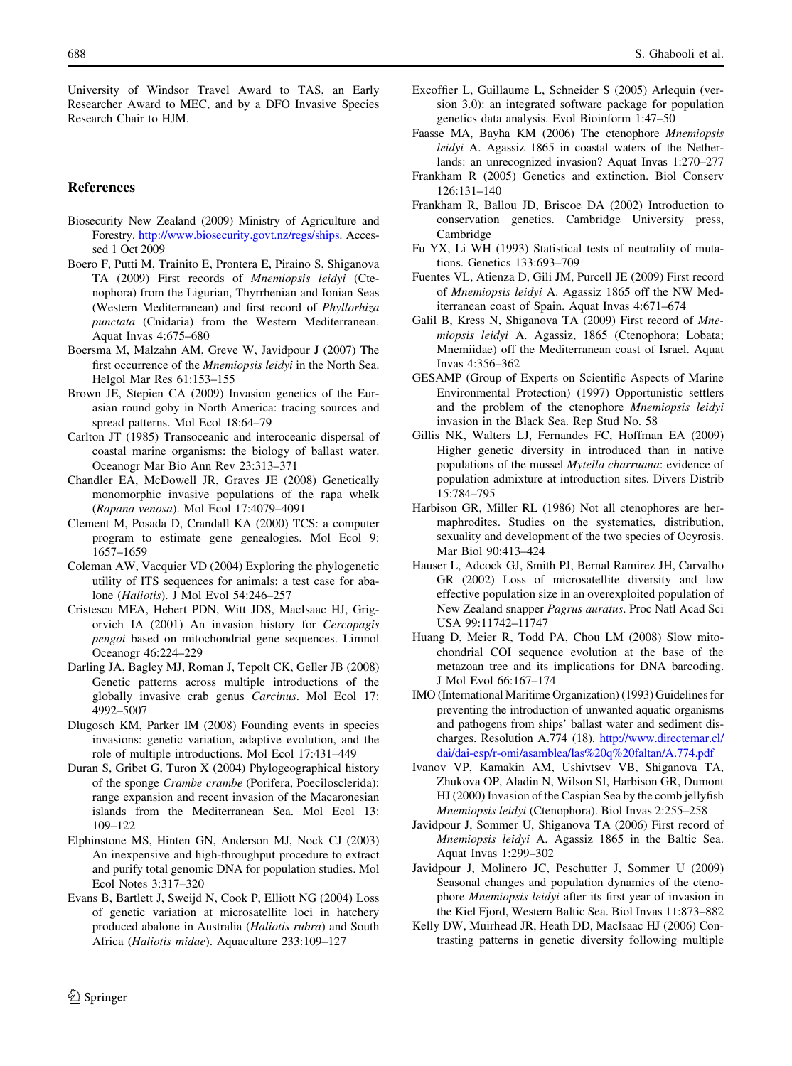University of Windsor Travel Award to TAS, an Early Researcher Award to MEC, and by a DFO Invasive Species Research Chair to HJM.

## References

Biosecurity New Zealand (2009) Ministry of Agriculture and Forestry. http://www.biosecurity.govt.nz/regs/ships. Accessed 1 Oct 2009

Boero F, Putti M, Trainito E, Prontera E, Piraino S, Shiganova TA (2009) First records of *Mnemiopsis leidyi* (Ctenophora) from the Ligurian, Thyrrhenian and Ionian Seas (Western Mediterranean) and first record of *Phyllorhiza punctata* (Cnidaria) from the Western Mediterranean. Aquat Invas 4:675–680

Boersma M, Malzahn AM, Greve W, Javidpour J (2007) The first occurrence of the *Mnemiopsis leidyi* in the North Sea. Helgol Mar Res 61:153–155

Brown JE, Stepien CA (2009) Invasion genetics of the Eurasian round goby in North America: tracing sources and spread patterns. Mol Ecol 18:64–79

Carlton JT (1985) Transoceanic and interoceanic dispersal of coastal marine organisms: the biology of ballast water. Oceanogr Mar Bio Ann Rev 23:313–371

Chandler EA, McDowell JR, Graves JE (2008) Genetically monomorphic invasive populations of the rapa whelk (*Rapana venosa*). Mol Ecol 17:4079–4091

Clement M, Posada D, Crandall KA (2000) TCS: a computer program to estimate gene genealogies. Mol Ecol 9: 1657–1659

Coleman AW, Vacquier VD (2004) Exploring the phylogenetic utility of ITS sequences for animals: a test case for abalone (*Haliotis*). J Mol Evol 54:246–257

Cristescu MEA, Hebert PDN, Witt JDS, MacIsaac HJ, Grigorvich IA (2001) An invasion history for *Cercopagis pengoi* based on mitochondrial gene sequences. Limnol Oceanogr 46:224–229

Darling JA, Bagley MJ, Roman J, Tepolt CK, Geller JB (2008) Genetic patterns across multiple introductions of the globally invasive crab genus *Carcinus*. Mol Ecol 17: 4992–5007

Dlugosch KM, Parker IM (2008) Founding events in species invasions: genetic variation, adaptive evolution, and the role of multiple introductions. Mol Ecol 17:431–449

Duran S, Gribet G, Turon X (2004) Phylogeographical history of the sponge *Crambe crambe* (Porifera, Poecilosclerida): range expansion and recent invasion of the Macaronesian islands from the Mediterranean Sea. Mol Ecol 13: 109–122

Elphinstone MS, Hinten GN, Anderson MJ, Nock CJ (2003) An inexpensive and high-throughput procedure to extract and purify total genomic DNA for population studies. Mol Ecol Notes 3:317–320

Evans B, Bartlett J, Sweijd N, Cook P, Elliott NG (2004) Loss of genetic variation at microsatellite loci in hatchery produced abalone in Australia (*Haliotis rubra*) and South Africa (*Haliotis midae*). Aquaculture 233:109–127

Excoffier L, Guillaume L, Schneider S (2005) Arlequin (version 3.0): an integrated software package for population genetics data analysis. Evol Bioinform 1:47–50

Faasse MA, Bayha KM (2006) The ctenophore *Mnemiopsis leidyi* A. Agassiz 1865 in coastal waters of the Netherlands: an unrecognized invasion? Aquat Invas 1:270–277

Frankham R (2005) Genetics and extinction. Biol Conserv 126:131–140

Frankham R, Ballou JD, Briscoe DA (2002) Introduction to conservation genetics. Cambridge University press, Cambridge

Fu YX, Li WH (1993) Statistical tests of neutrality of mutations. Genetics 133:693–709

Fuentes VL, Atienza D, Gili JM, Purcell JE (2009) First record of *Mnemiopsis leidyi* A. Agassiz 1865 off the NW Mediterranean coast of Spain. Aquat Invas 4:671–674

Galil B, Kress N, Shiganova TA (2009) First record of *Mnemiopsis leidyi* A. Agassiz, 1865 (Ctenophora; Lobata; Mnemiidae) off the Mediterranean coast of Israel. Aquat Invas 4:356–362

GESAMP (Group of Experts on Scientific Aspects of Marine Environmental Protection) (1997) Opportunistic settlers and the problem of the ctenophore *Mnemiopsis leidyi* invasion in the Black Sea. Rep Stud No. 58

Gillis NK, Walters LJ, Fernandes FC, Hoffman EA (2009) Higher genetic diversity in introduced than in native populations of the mussel *Mytella charruana*: evidence of population admixture at introduction sites. Divers Distrib 15:784–795

Harbison GR, Miller RL (1986) Not all ctenophores are hermaphrodites. Studies on the systematics, distribution, sexuality and development of the two species of Ocyrosis. Mar Biol 90:413–424

Hauser L, Adcock GJ, Smith PJ, Bernal Ramirez JH, Carvalho GR (2002) Loss of microsatellite diversity and low effective population size in an overexploited population of New Zealand snapper *Pagrus auratus*. Proc Natl Acad Sci USA 99:11742–11747

Huang D, Meier R, Todd PA, Chou LM (2008) Slow mitochondrial COI sequence evolution at the base of the metazoan tree and its implications for DNA barcoding. J Mol Evol 66:167–174

IMO (International Maritime Organization) (1993) Guidelines for preventing the introduction of unwanted aquatic organisms and pathogens from ships' ballast water and sediment discharges. Resolution A.774 (18). http://www.directemar.cl/dai/dai-esp/r-omi/asamblea/las%20q%20faltan/A.774.pdf

Ivanov VP, Kamakin AM, Ushivtsev VB, Shiganova TA, Zhukova OP, Aladin N, Wilson SI, Harbison GR, Dumont HJ (2000) Invasion of the Caspian Sea by the comb jellyfish *Mnemiopsis leidyi* (Ctenophora). Biol Invas 2:255–258

Javidpour J, Sommer U, Shiganova TA (2006) First record of *Mnemiopsis leidyi* A. Agassiz 1865 in the Baltic Sea. Aquat Invas 1:299–302

Javidpour J, Molinero JC, Peschutter J, Sommer U (2009) Seasonal changes and population dynamics of the ctenophore *Mnemiopsis leidyi* after its first year of invasion in the Kiel Fjord, Western Baltic Sea. Biol Invas 11:873–882

Kelly DW, Muirhead JR, Heath DD, MacIsaac HJ (2006) Contrasting patterns in genetic diversity following multiple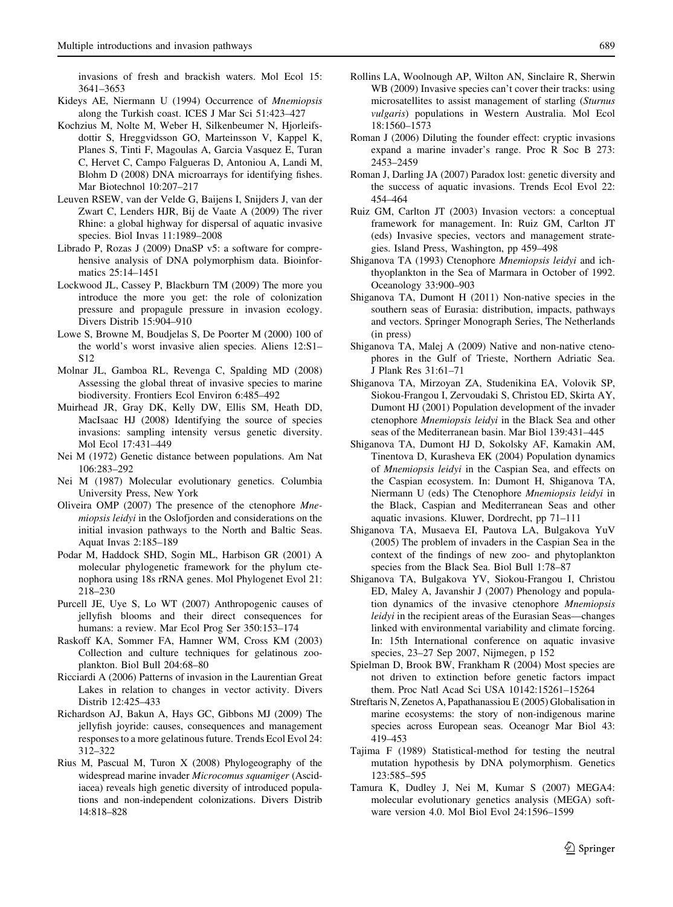invasions of fresh and brackish waters. Mol Ecol 15: 3641–3653

Kideys AE, Niermann U (1994) Occurrence of *Mnemiopsis* along the Turkish coast. ICES J Mar Sci 51:423–427

Kochzius M, Nolte M, Weber H, Silkenbeumer N, Hjorleifsdottir S, Hreggvidsson GO, Marteinsson V, Kappel K, Planes S, Tinti F, Magoulas A, Garcia Vasquez E, Turan C, Hervet C, Campo Falgueras D, Antoniou A, Landi M, Blohm D (2008) DNA microarrays for identifying fishes. Mar Biotechnol 10:207–217

Leuven RSEW, van der Velde G, Baijens I, Snijders J, van der Zwart C, Lenders HJR, Bij de Vaate A (2009) The river Rhine: a global highway for dispersal of aquatic invasive species. Biol Invas 11:1989–2008

Librado P, Rozas J (2009) DnaSP v5: a software for comprehensive analysis of DNA polymorphism data. Bioinformatics 25:14–1451

Lockwood JL, Cassey P, Blackburn TM (2009) The more you introduce the more you get: the role of colonization pressure and propagule pressure in invasion ecology. Divers Distrib 15:904–910

Lowe S, Browne M, Boudjelas S, De Poorter M (2000) 100 of the world's worst invasive alien species. Aliens 12:S1–S12

Molnar JL, Gamboa RL, Revenga C, Spalding MD (2008) Assessing the global threat of invasive species to marine biodiversity. Frontiers Ecol Environ 6:485–492

Muirhead JR, Gray DK, Kelly DW, Ellis SM, Heath DD, MacIsaac HJ (2008) Identifying the source of species invasions: sampling intensity versus genetic diversity. Mol Ecol 17:431–449

Nei M (1972) Genetic distance between populations. Am Nat 106:283–292

Nei M (1987) Molecular evolutionary genetics. Columbia University Press, New York

Oliveira OMP (2007) The presence of the ctenophore *Mnemiopsis leidyi* in the Oslofjorden and considerations on the initial invasion pathways to the North and Baltic Seas. Aquat Invas 2:185–189

Podar M, Haddock SHD, Sogin ML, Harbison GR (2001) A molecular phylogenetic framework for the phylum ctenophora using 18s rRNA genes. Mol Phylogenet Evol 21: 218–230

Purcell JE, Uye S, Lo WT (2007) Anthropogenic causes of jellyfish blooms and their direct consequences for humans: a review. Mar Ecol Prog Ser 350:153–174

Raskoff KA, Sommer FA, Hamner WM, Cross KM (2003) Collection and culture techniques for gelatinous zooplankton. Biol Bull 204:68–80

Ricciardi A (2006) Patterns of invasion in the Laurentian Great Lakes in relation to changes in vector activity. Divers Distrib 12:425–433

Richardson AJ, Bakun A, Hays GC, Gibbons MJ (2009) The jellyfish joyride: causes, consequences and management responses to a more gelatinous future. Trends Ecol Evol 24: 312–322

Rius M, Pascual M, Turon X (2008) Phylogeography of the widespread marine invader *Microcomus squamiger* (Ascidiacea) reveals high genetic diversity of introduced populations and non-independent colonizations. Divers Distrib 14:818–828

Rollins LA, Woolnough AP, Wilton AN, Sinclaire R, Sherwin WB (2009) Invasive species can't cover their tracks: using microsatellites to assist management of starling (*Sturnus vulgaris*) populations in Western Australia. Mol Ecol 18:1560–1573

Roman J (2006) Diluting the founder effect: cryptic invasions expand a marine invader's range. Proc R Soc B 273: 2453–2459

Roman J, Darling JA (2007) Paradox lost: genetic diversity and the success of aquatic invasions. Trends Ecol Evol 22: 454–464

Ruiz GM, Carlton JT (2003) Invasion vectors: a conceptual framework for management. In: Ruiz GM, Carlton JT (eds) Invasive species, vectors and management strategies. Island Press, Washington, pp 459–498

Shiganova TA (1993) Ctenophore *Mnemiopsis leidyi* and ichthyoplankton in the Sea of Marmara in October of 1992. Oceanology 33:900–903

Shiganova TA, Dumont H (2011) Non-native species in the southern seas of Eurasia: distribution, impacts, pathways and vectors. Springer Monograph Series, The Netherlands (in press)

Shiganova TA, Malej A (2009) Native and non-native ctenophores in the Gulf of Trieste, Northern Adriatic Sea. J Plank Res 31:61–71

Shiganova TA, Mirzoyan ZA, Studenikina EA, Volovik SP, Siokou-Frangou I, Zervoudaki S, Christou ED, Skirta AY, Dumont HJ (2001) Population development of the invader ctenophore *Mnemiopsis leidyi* in the Black Sea and other seas of the Mediterranean basin. Mar Biol 139:431–445

Shiganova TA, Dumont HJ D, Sokolsky AF, Kamakin AM, Tinentova D, Kurasheva EK (2004) Population dynamics of *Mnemiopsis leidyi* in the Caspian Sea, and effects on the Caspian ecosystem. In: Dumont H, Shiganova TA, Niermann U (eds) The Ctenophore *Mnemiopsis leidyi* in the Black, Caspian and Mediterranean Seas and other aquatic invasions. Kluwer, Dordrecht, pp 71–111

Shiganova TA, Musaeva EI, Pautova LA, Bulgakova YuV (2005) The problem of invaders in the Caspian Sea in the context of the findings of new zoo- and phytoplankton species from the Black Sea. Biol Bull 1:78–87

Shiganova TA, Bulgakova YV, Siokou-Frangou I, Christou ED, Maley A, Javanshir J (2007) Phenology and population dynamics of the invasive ctenophore *Mnemiopsis leidyi* in the recipient areas of the Eurasian Seas—changes linked with environmental variability and climate forcing. In: 15th International conference on aquatic invasive species, 23–27 Sep 2007, Nijmegen, p 152

Spielman D, Brook BW, Frankham R (2004) Most species are not driven to extinction before genetic factors impact them. Proc Natl Acad Sci USA 10142:15261–15264

Streftaris N, Zenetos A, Papathanassiou E (2005) Globalisation in marine ecosystems: the story of non-indigenous marine species across European seas. Oceanogr Mar Biol 43: 419–453

Tajima F (1989) Statistical-method for testing the neutral mutation hypothesis by DNA polymorphism. Genetics 123:585–595

Tamura K, Dudley J, Nei M, Kumar S (2007) MEGA4: molecular evolutionary genetics analysis (MEGA) software version 4.0. Mol Biol Evol 24:1596–1599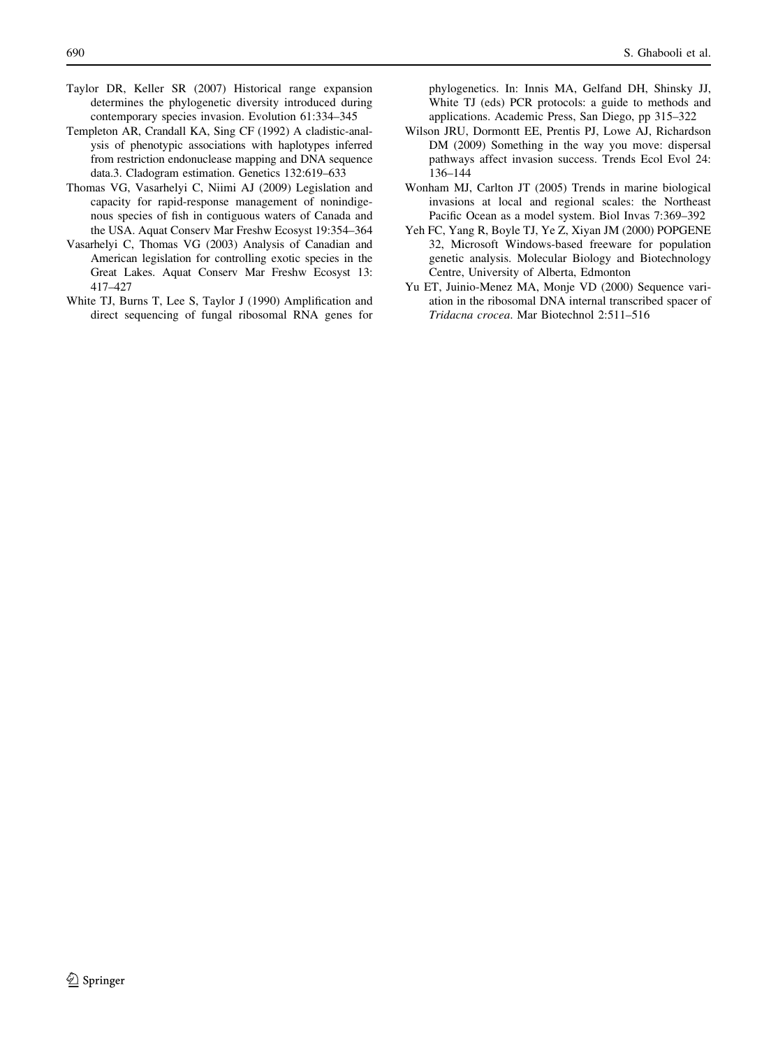Taylor DR, Keller SR (2007) Historical range expansion determines the phylogenetic diversity introduced during contemporary species invasion. Evolution 61:334–345

Templeton AR, Crandall KA, Sing CF (1992) A cladistic-analysis of phenotypic associations with haplotypes inferred from restriction endonuclease mapping and DNA sequence data.3. Cladogram estimation. Genetics 132:619–633

Thomas VG, Vasarhelyi C, Niimi AJ (2009) Legislation and capacity for rapid-response management of nonindigenous species of fish in contiguous waters of Canada and the USA. Aquat Conserv Mar Freshw Ecosyst 19:354–364

Vasarhelyi C, Thomas VG (2003) Analysis of Canadian and American legislation for controlling exotic species in the Great Lakes. Aquat Conserv Mar Freshw Ecosyst 13: 417–427

White TJ, Burns T, Lee S, Taylor J (1990) Amplification and direct sequencing of fungal ribosomal RNA genes for phylogenetics. In: Innis MA, Gelfand DH, Shinsky JJ, White TJ (eds) PCR protocols: a guide to methods and applications. Academic Press, San Diego, pp 315–322

Wilson JRU, Dormontt EE, Prentis PJ, Lowe AJ, Richardson DM (2009) Something in the way you move: dispersal pathways affect invasion success. Trends Ecol Evol 24: 136–144

Wonham MJ, Carlton JT (2005) Trends in marine biological invasions at local and regional scales: the Northeast Pacific Ocean as a model system. Biol Invas 7:369–392

Yeh FC, Yang R, Boyle TJ, Ye Z, Xiyan JM (2000) POPGENE 32, Microsoft Windows-based freeware for population genetic analysis. Molecular Biology and Biotechnology Centre, University of Alberta, Edmonton

Yu ET, Juinio-Menez MA, Monje VD (2000) Sequence variation in the ribosomal DNA internal transcribed spacer of *Tridacna crocea*. Mar Biotechnol 2:511–516